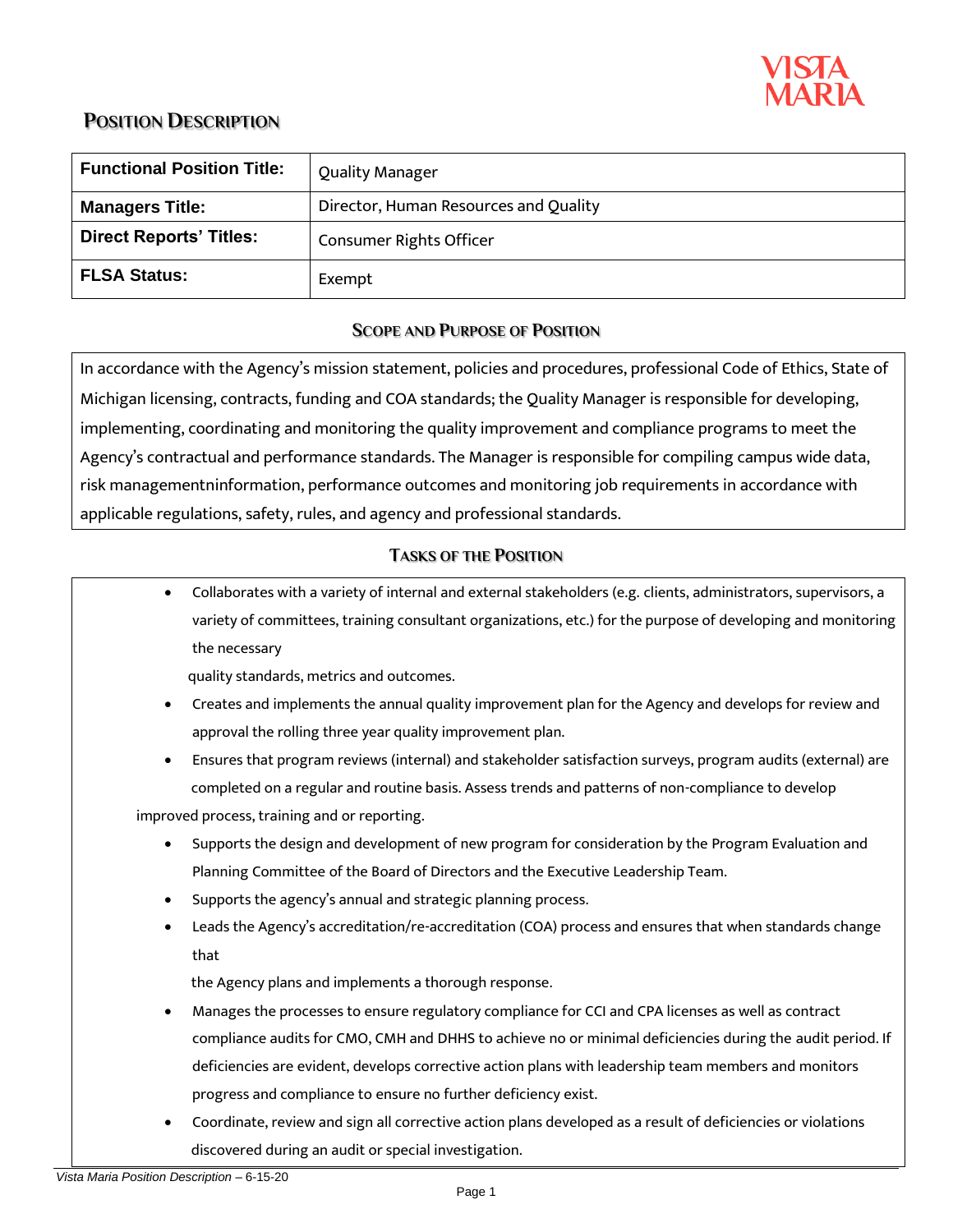VISTA MARIA

# POSITION DESCRIPTION

| Functional Position Title: | Quality Manager |
|---|---|
| Managers Title: | Director, Human Resources and Quality |
| Direct Reports' Titles: | Consumer Rights Officer |
| FLSA Status: | Exempt |

## SCOPE AND PURPOSE OF POSITION

In accordance with the Agency's mission statement, policies and procedures, professional Code of Ethics, State of Michigan licensing, contracts, funding and COA standards; the Quality Manager is responsible for developing, implementing, coordinating and monitoring the quality improvement and compliance programs to meet the Agency's contractual and performance standards. The Manager is responsible for compiling campus wide data, risk managementninformation, performance outcomes and monitoring job requirements in accordance with applicable regulations, safety, rules, and agency and professional standards.

## TASKS OF THE POSITION

- Collaborates with a variety of internal and external stakeholders (e.g. clients, administrators, supervisors, a variety of committees, training consultant organizations, etc.) for the purpose of developing and monitoring the necessary quality standards, metrics and outcomes.
- Creates and implements the annual quality improvement plan for the Agency and develops for review and approval the rolling three year quality improvement plan.
- Ensures that program reviews (internal) and stakeholder satisfaction surveys, program audits (external) are completed on a regular and routine basis. Assess trends and patterns of non-compliance to develop improved process, training and or reporting.
- Supports the design and development of new program for consideration by the Program Evaluation and Planning Committee of the Board of Directors and the Executive Leadership Team.
- Supports the agency's annual and strategic planning process.
- Leads the Agency's accreditation/re-accreditation (COA) process and ensures that when standards change that the Agency plans and implements a thorough response.
- Manages the processes to ensure regulatory compliance for CCI and CPA licenses as well as contract compliance audits for CMO, CMH and DHHS to achieve no or minimal deficiencies during the audit period. If deficiencies are evident, develops corrective action plans with leadership team members and monitors progress and compliance to ensure no further deficiency exist.
- Coordinate, review and sign all corrective action plans developed as a result of deficiencies or violations discovered during an audit or special investigation.

*Vista Maria Position Description* – 6-15-20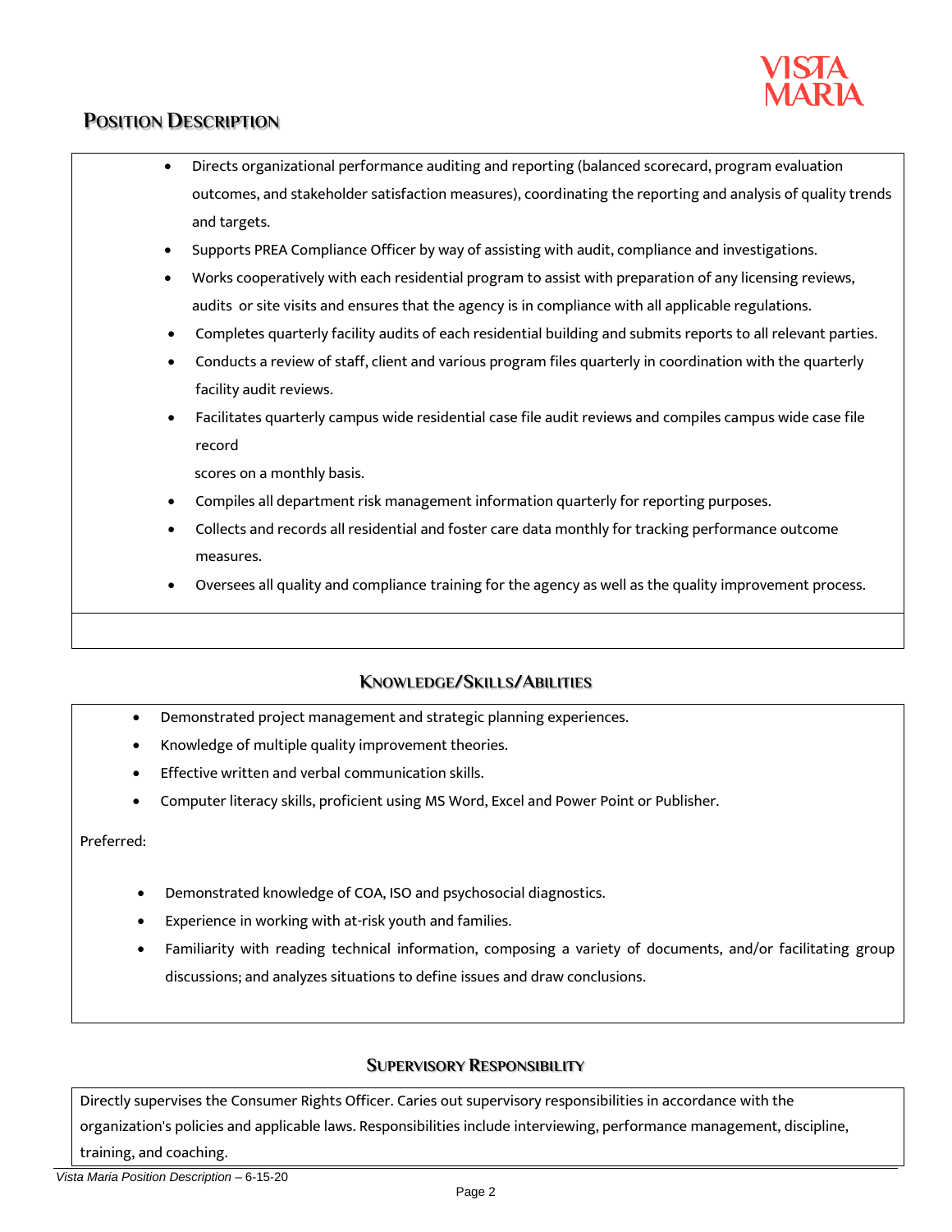## Position Description

- Directs organizational performance auditing and reporting (balanced scorecard, program evaluation outcomes, and stakeholder satisfaction measures), coordinating the reporting and analysis of quality trends and targets.
- Supports PREA Compliance Officer by way of assisting with audit, compliance and investigations.
- Works cooperatively with each residential program to assist with preparation of any licensing reviews, audits or site visits and ensures that the agency is in compliance with all applicable regulations.
- Completes quarterly facility audits of each residential building and submits reports to all relevant parties.
- Conducts a review of staff, client and various program files quarterly in coordination with the quarterly facility audit reviews.
- Facilitates quarterly campus wide residential case file audit reviews and compiles campus wide case file record scores on a monthly basis.
- Compiles all department risk management information quarterly for reporting purposes.
- Collects and records all residential and foster care data monthly for tracking performance outcome measures.
- Oversees all quality and compliance training for the agency as well as the quality improvement process.

### Knowledge/Skills/Abilities

- Demonstrated project management and strategic planning experiences.
- Knowledge of multiple quality improvement theories.
- Effective written and verbal communication skills.
- Computer literacy skills, proficient using MS Word, Excel and Power Point or Publisher.

Preferred:

- Demonstrated knowledge of COA, ISO and psychosocial diagnostics.
- Experience in working with at-risk youth and families.
- Familiarity with reading technical information, composing a variety of documents, and/or facilitating group discussions; and analyzes situations to define issues and draw conclusions.

### Supervisory Responsibility

Directly supervises the Consumer Rights Officer. Caries out supervisory responsibilities in accordance with the organization's policies and applicable laws. Responsibilities include interviewing, performance management, discipline, training, and coaching.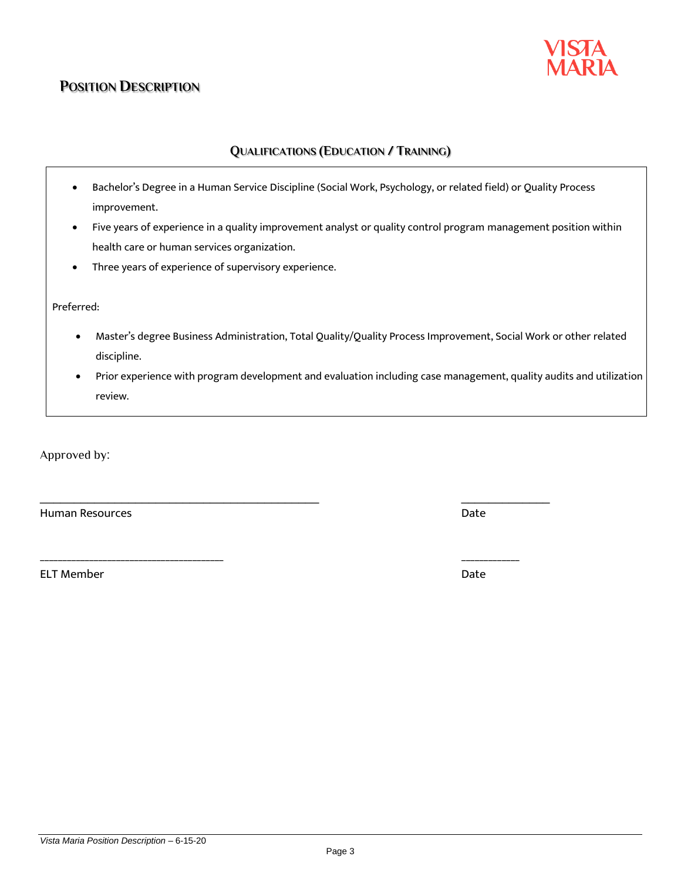## QUALIFICATIONS (EDUCATION / TRAINING)

- Bachelor's Degree in a Human Service Discipline (Social Work, Psychology, or related field) or Quality Process improvement.
- Five years of experience in a quality improvement analyst or quality control program management position within health care or human services organization.
- Three years of experience of supervisory experience.

Preferred:

- Master's degree Business Administration, Total Quality/Quality Process Improvement, Social Work or other related discipline.
- Prior experience with program development and evaluation including case management, quality audits and utilization review.

Approved by:

_______________________________________________ _______________

Human Resources Date

_________________________________ __________

ELT Member Date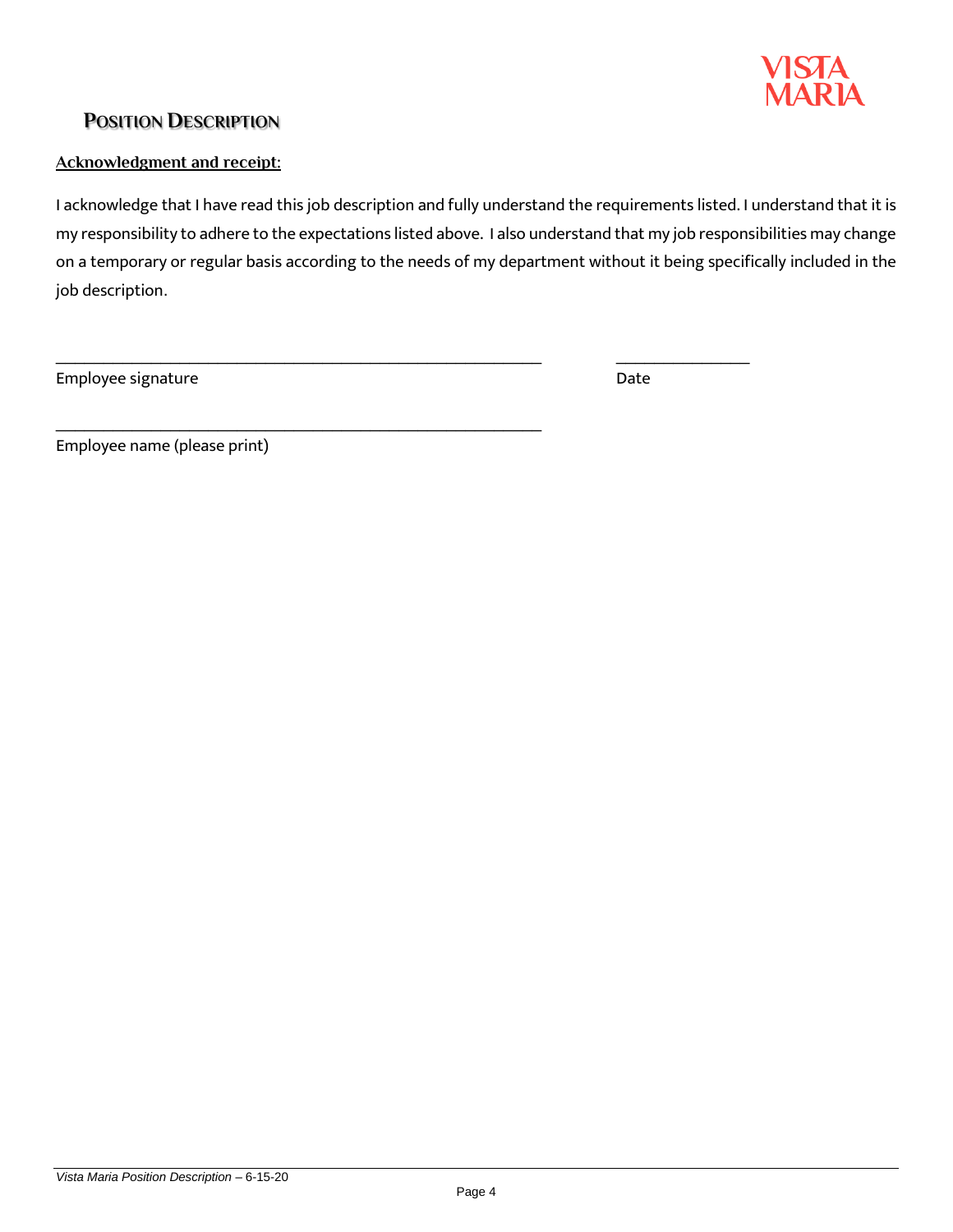VISTA MARIA

# Position Description

**Acknowledgment and receipt:**

I acknowledge that I have read this job description and fully understand the requirements listed. I understand that it is my responsibility to adhere to the expectations listed above. I also understand that my job responsibilities may change on a temporary or regular basis according to the needs of my department without it being specifically included in the job description.

\_\_\_\_\_\_\_\_\_\_\_\_\_\_\_\_\_\_\_\_\_\_\_\_\_\_\_\_\_\_\_\_\_\_\_\_\_\_\_\_\_\_\_\_\_\_\_\_\_\_ \_\_\_\_\_\_\_\_\_\_\_\_\_\_\_

Employee signature Date

\_\_\_\_\_\_\_\_\_\_\_\_\_\_\_\_\_\_\_\_\_\_\_\_\_\_\_\_\_\_\_\_\_\_\_\_\_\_\_\_\_\_\_\_\_\_\_\_\_\_

Employee name (please print)